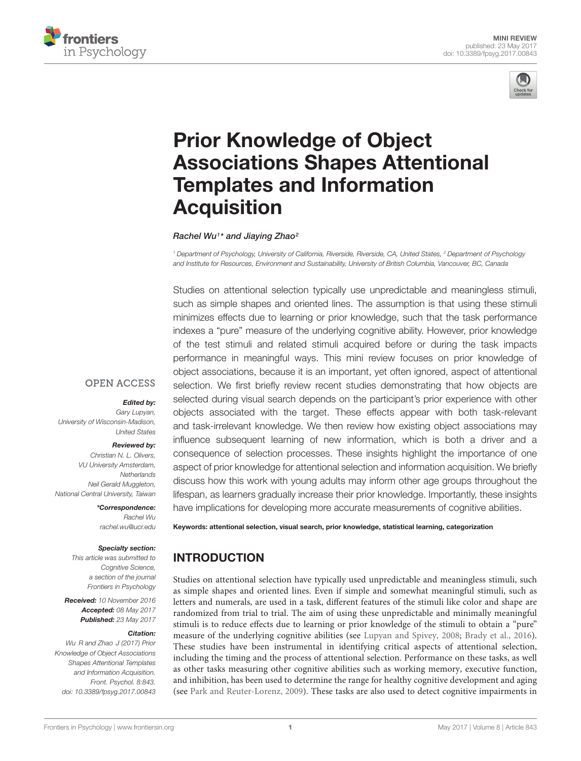MINI REVIEW
published: 23 May 2017
doi: 10.3389/fpsyg.2017.00843

# Prior Knowledge of Object Associations Shapes Attentional Templates and Information Acquisition

*Rachel Wu[1]\* and Jiaying Zhao[2]*

[1] Department of Psychology, University of California, Riverside, Riverside, CA, United States, [2] Department of Psychology and Institute for Resources, Environment and Sustainability, University of British Columbia, Vancouver, BC, Canada

Studies on attentional selection typically use unpredictable and meaningless stimuli, such as simple shapes and oriented lines. The assumption is that using these stimuli minimizes effects due to learning or prior knowledge, such that the task performance indexes a "pure" measure of the underlying cognitive ability. However, prior knowledge of the test stimuli and related stimuli acquired before or during the task impacts performance in meaningful ways. This mini review focuses on prior knowledge of object associations, because it is an important, yet often ignored, aspect of attentional selection. We first briefly review recent studies demonstrating that how objects are selected during visual search depends on the participant's prior experience with other objects associated with the target. These effects appear with both task-relevant and task-irrelevant knowledge. We then review how existing object associations may influence subsequent learning of new information, which is both a driver and a consequence of selection processes. These insights highlight the importance of one aspect of prior knowledge for attentional selection and information acquisition. We briefly discuss how this work with young adults may inform other age groups throughout the lifespan, as learners gradually increase their prior knowledge. Importantly, these insights have implications for developing more accurate measurements of cognitive abilities.

**Keywords: attentional selection, visual search, prior knowledge, statistical learning, categorization**

OPEN ACCESS

***Edited by:***
Gary Lupyan,
University of Wisconsin-Madison,
United States

***Reviewed by:***
Christian N. L. Olivers,
VU University Amsterdam,
Netherlands
Neil Gerald Muggleton,
National Central University, Taiwan

***\*Correspondence:***
Rachel Wu
rachel.wu@ucr.edu

***Specialty section:***
This article was submitted to
Cognitive Science,
a section of the journal
Frontiers in Psychology

***Received:*** 10 November 2016
***Accepted:*** 08 May 2017
***Published:*** 23 May 2017

***Citation:***
Wu R and Zhao J (2017) Prior
Knowledge of Object Associations
Shapes Attentional Templates
and Information Acquisition.
Front. Psychol. 8:843.
doi: 10.3389/fpsyg.2017.00843

## INTRODUCTION

Studies on attentional selection have typically used unpredictable and meaningless stimuli, such as simple shapes and oriented lines. Even if simple and somewhat meaningful stimuli, such as letters and numerals, are used in a task, different features of the stimuli like color and shape are randomized from trial to trial. The aim of using these unpredictable and minimally meaningful stimuli is to reduce effects due to learning or prior knowledge of the stimuli to obtain a "pure" measure of the underlying cognitive abilities (see Lupyan and Spivey, 2008; Brady et al., 2016). These studies have been instrumental in identifying critical aspects of attentional selection, including the timing and the process of attentional selection. Performance on these tasks, as well as other tasks measuring other cognitive abilities such as working memory, executive function, and inhibition, has been used to determine the range for healthy cognitive development and aging (see Park and Reuter-Lorenz, 2009). These tasks are also used to detect cognitive impairments in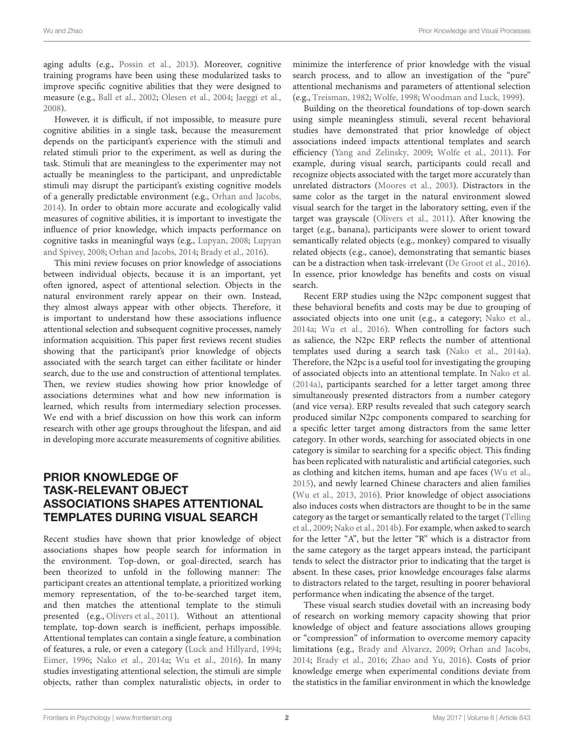aging adults (e.g., Possin et al., 2013). Moreover, cognitive training programs have been using these modularized tasks to improve specific cognitive abilities that they were designed to measure (e.g., Ball et al., 2002; Olesen et al., 2004; Jaeggi et al., 2008).

However, it is difficult, if not impossible, to measure pure cognitive abilities in a single task, because the measurement depends on the participant's experience with the stimuli and related stimuli prior to the experiment, as well as during the task. Stimuli that are meaningless to the experimenter may not actually be meaningless to the participant, and unpredictable stimuli may disrupt the participant's existing cognitive models of a generally predictable environment (e.g., Orhan and Jacobs, 2014). In order to obtain more accurate and ecologically valid measures of cognitive abilities, it is important to investigate the influence of prior knowledge, which impacts performance on cognitive tasks in meaningful ways (e.g., Lupyan, 2008; Lupyan and Spivey, 2008; Orhan and Jacobs, 2014; Brady et al., 2016).

This mini review focuses on prior knowledge of associations between individual objects, because it is an important, yet often ignored, aspect of attentional selection. Objects in the natural environment rarely appear on their own. Instead, they almost always appear with other objects. Therefore, it is important to understand how these associations influence attentional selection and subsequent cognitive processes, namely information acquisition. This paper first reviews recent studies showing that the participant's prior knowledge of objects associated with the search target can either facilitate or hinder search, due to the use and construction of attentional templates. Then, we review studies showing how prior knowledge of associations determines what and how new information is learned, which results from intermediary selection processes. We end with a brief discussion on how this work can inform research with other age groups throughout the lifespan, and aid in developing more accurate measurements of cognitive abilities.

## PRIOR KNOWLEDGE OF TASK-RELEVANT OBJECT ASSOCIATIONS SHAPES ATTENTIONAL TEMPLATES DURING VISUAL SEARCH

Recent studies have shown that prior knowledge of object associations shapes how people search for information in the environment. Top-down, or goal-directed, search has been theorized to unfold in the following manner: The participant creates an attentional template, a prioritized working memory representation, of the to-be-searched target item, and then matches the attentional template to the stimuli presented (e.g., Olivers et al., 2011). Without an attentional template, top-down search is inefficient, perhaps impossible. Attentional templates can contain a single feature, a combination of features, a rule, or even a category (Luck and Hillyard, 1994; Eimer, 1996; Nako et al., 2014a; Wu et al., 2016). In many studies investigating attentional selection, the stimuli are simple objects, rather than complex naturalistic objects, in order to minimize the interference of prior knowledge with the visual search process, and to allow an investigation of the "pure" attentional mechanisms and parameters of attentional selection (e.g., Treisman, 1982; Wolfe, 1998; Woodman and Luck, 1999).

Building on the theoretical foundations of top-down search using simple meaningless stimuli, several recent behavioral studies have demonstrated that prior knowledge of object associations indeed impacts attentional templates and search efficiency (Yang and Zelinsky, 2009; Wolfe et al., 2011). For example, during visual search, participants could recall and recognize objects associated with the target more accurately than unrelated distractors (Moores et al., 2003). Distractors in the same color as the target in the natural environment slowed visual search for the target in the laboratory setting, even if the target was grayscale (Olivers et al., 2011). After knowing the target (e.g., banana), participants were slower to orient toward semantically related objects (e.g., monkey) compared to visually related objects (e.g., canoe), demonstrating that semantic biases can be a distraction when task-irrelevant (De Groot et al., 2016). In essence, prior knowledge has benefits and costs on visual search.

Recent ERP studies using the N2pc component suggest that these behavioral benefits and costs may be due to grouping of associated objects into one unit (e.g., a category; Nako et al., 2014a; Wu et al., 2016). When controlling for factors such as salience, the N2pc ERP reflects the number of attentional templates used during a search task (Nako et al., 2014a). Therefore, the N2pc is a useful tool for investigating the grouping of associated objects into an attentional template. In Nako et al. (2014a), participants searched for a letter target among three simultaneously presented distractors from a number category (and vice versa). ERP results revealed that such category search produced similar N2pc components compared to searching for a specific letter target among distractors from the same letter category. In other words, searching for associated objects in one category is similar to searching for a specific object. This finding has been replicated with naturalistic and artificial categories, such as clothing and kitchen items, human and ape faces (Wu et al., 2015), and newly learned Chinese characters and alien families (Wu et al., 2013, 2016). Prior knowledge of object associations also induces costs when distractors are thought to be in the same category as the target or semantically related to the target (Telling et al., 2009; Nako et al., 2014b). For example, when asked to search for the letter "A", but the letter "R" which is a distractor from the same category as the target appears instead, the participant tends to select the distractor prior to indicating that the target is absent. In these cases, prior knowledge encourages false alarms to distractors related to the target, resulting in poorer behavioral performance when indicating the absence of the target.

These visual search studies dovetail with an increasing body of research on working memory capacity showing that prior knowledge of object and feature associations allows grouping or "compression" of information to overcome memory capacity limitations (e.g., Brady and Alvarez, 2009; Orhan and Jacobs, 2014; Brady et al., 2016; Zhao and Yu, 2016). Costs of prior knowledge emerge when experimental conditions deviate from the statistics in the familiar environment in which the knowledge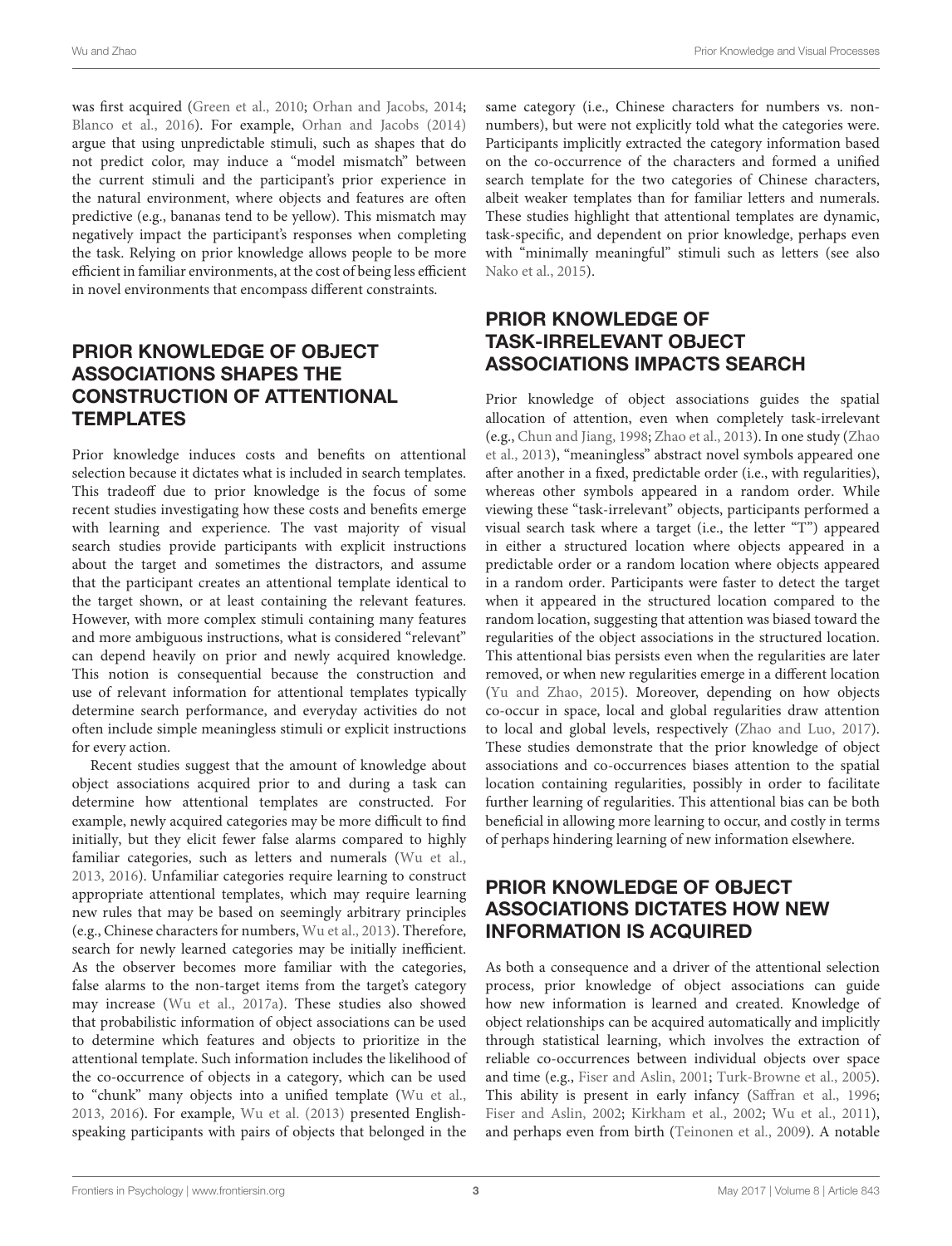was first acquired (Green et al., 2010; Orhan and Jacobs, 2014; Blanco et al., 2016). For example, Orhan and Jacobs (2014) argue that using unpredictable stimuli, such as shapes that do not predict color, may induce a "model mismatch" between the current stimuli and the participant's prior experience in the natural environment, where objects and features are often predictive (e.g., bananas tend to be yellow). This mismatch may negatively impact the participant's responses when completing the task. Relying on prior knowledge allows people to be more efficient in familiar environments, at the cost of being less efficient in novel environments that encompass different constraints.

## PRIOR KNOWLEDGE OF OBJECT ASSOCIATIONS SHAPES THE CONSTRUCTION OF ATTENTIONAL TEMPLATES

Prior knowledge induces costs and benefits on attentional selection because it dictates what is included in search templates. This tradeoff due to prior knowledge is the focus of some recent studies investigating how these costs and benefits emerge with learning and experience. The vast majority of visual search studies provide participants with explicit instructions about the target and sometimes the distractors, and assume that the participant creates an attentional template identical to the target shown, or at least containing the relevant features. However, with more complex stimuli containing many features and more ambiguous instructions, what is considered "relevant" can depend heavily on prior and newly acquired knowledge. This notion is consequential because the construction and use of relevant information for attentional templates typically determine search performance, and everyday activities do not often include simple meaningless stimuli or explicit instructions for every action.

Recent studies suggest that the amount of knowledge about object associations acquired prior to and during a task can determine how attentional templates are constructed. For example, newly acquired categories may be more difficult to find initially, but they elicit fewer false alarms compared to highly familiar categories, such as letters and numerals (Wu et al., 2013, 2016). Unfamiliar categories require learning to construct appropriate attentional templates, which may require learning new rules that may be based on seemingly arbitrary principles (e.g., Chinese characters for numbers, Wu et al., 2013). Therefore, search for newly learned categories may be initially inefficient. As the observer becomes more familiar with the categories, false alarms to the non-target items from the target's category may increase (Wu et al., 2017a). These studies also showed that probabilistic information of object associations can be used to determine which features and objects to prioritize in the attentional template. Such information includes the likelihood of the co-occurrence of objects in a category, which can be used to "chunk" many objects into a unified template (Wu et al., 2013, 2016). For example, Wu et al. (2013) presented English-speaking participants with pairs of objects that belonged in the same category (i.e., Chinese characters for numbers vs. non-numbers), but were not explicitly told what the categories were. Participants implicitly extracted the category information based on the co-occurrence of the characters and formed a unified search template for the two categories of Chinese characters, albeit weaker templates than for familiar letters and numerals. These studies highlight that attentional templates are dynamic, task-specific, and dependent on prior knowledge, perhaps even with "minimally meaningful" stimuli such as letters (see also Nako et al., 2015).

## PRIOR KNOWLEDGE OF TASK-IRRELEVANT OBJECT ASSOCIATIONS IMPACTS SEARCH

Prior knowledge of object associations guides the spatial allocation of attention, even when completely task-irrelevant (e.g., Chun and Jiang, 1998; Zhao et al., 2013). In one study (Zhao et al., 2013), "meaningless" abstract novel symbols appeared one after another in a fixed, predictable order (i.e., with regularities), whereas other symbols appeared in a random order. While viewing these "task-irrelevant" objects, participants performed a visual search task where a target (i.e., the letter "T") appeared in either a structured location where objects appeared in a predictable order or a random location where objects appeared in a random order. Participants were faster to detect the target when it appeared in the structured location compared to the random location, suggesting that attention was biased toward the regularities of the object associations in the structured location. This attentional bias persists even when the regularities are later removed, or when new regularities emerge in a different location (Yu and Zhao, 2015). Moreover, depending on how objects co-occur in space, local and global regularities draw attention to local and global levels, respectively (Zhao and Luo, 2017). These studies demonstrate that the prior knowledge of object associations and co-occurrences biases attention to the spatial location containing regularities, possibly in order to facilitate further learning of regularities. This attentional bias can be both beneficial in allowing more learning to occur, and costly in terms of perhaps hindering learning of new information elsewhere.

## PRIOR KNOWLEDGE OF OBJECT ASSOCIATIONS DICTATES HOW NEW INFORMATION IS ACQUIRED

As both a consequence and a driver of the attentional selection process, prior knowledge of object associations can guide how new information is learned and created. Knowledge of object relationships can be acquired automatically and implicitly through statistical learning, which involves the extraction of reliable co-occurrences between individual objects over space and time (e.g., Fiser and Aslin, 2001; Turk-Browne et al., 2005). This ability is present in early infancy (Saffran et al., 1996; Fiser and Aslin, 2002; Kirkham et al., 2002; Wu et al., 2011), and perhaps even from birth (Teinonen et al., 2009). A notable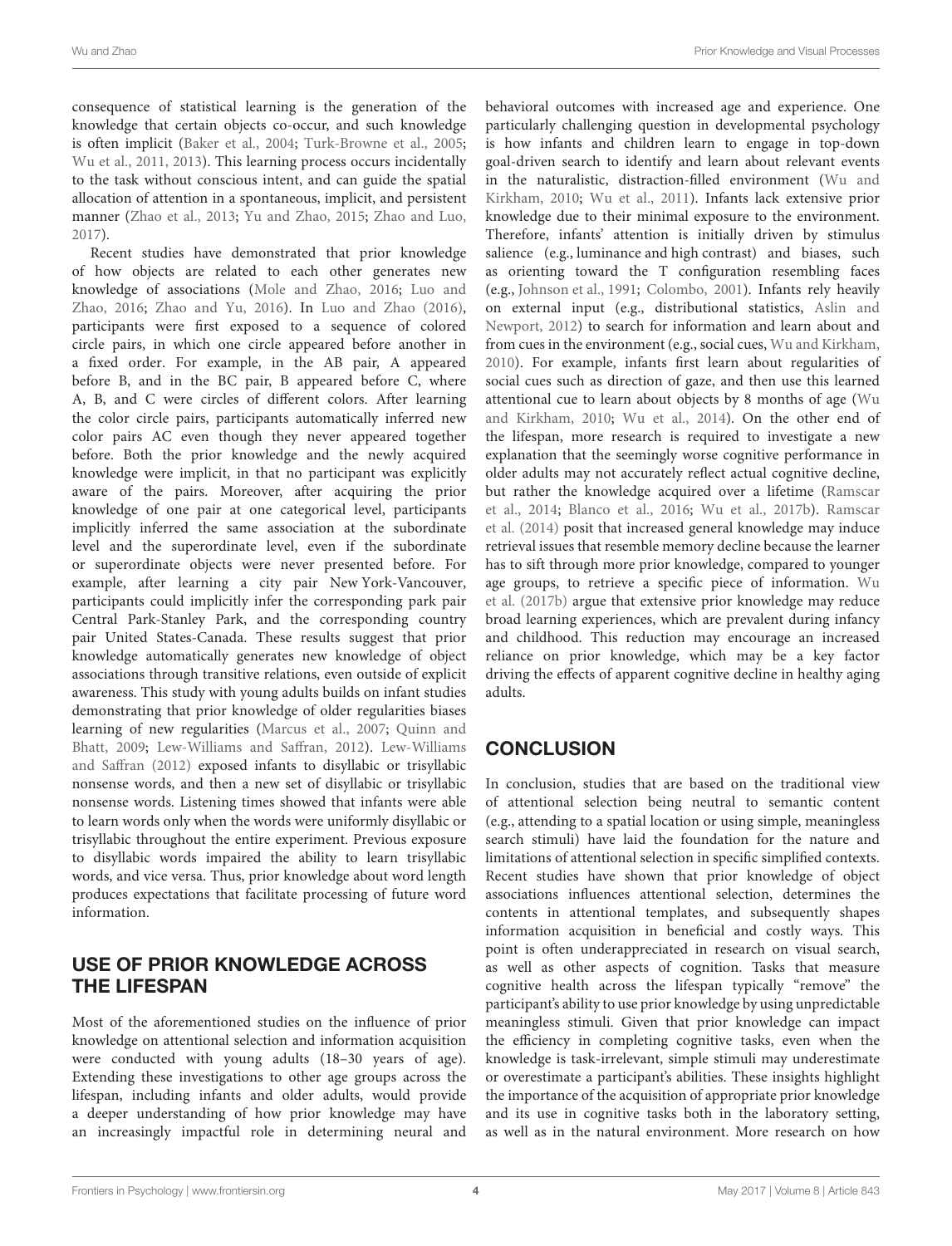consequence of statistical learning is the generation of the knowledge that certain objects co-occur, and such knowledge is often implicit (Baker et al., 2004; Turk-Browne et al., 2005; Wu et al., 2011, 2013). This learning process occurs incidentally to the task without conscious intent, and can guide the spatial allocation of attention in a spontaneous, implicit, and persistent manner (Zhao et al., 2013; Yu and Zhao, 2015; Zhao and Luo, 2017).

Recent studies have demonstrated that prior knowledge of how objects are related to each other generates new knowledge of associations (Mole and Zhao, 2016; Luo and Zhao, 2016; Zhao and Yu, 2016). In Luo and Zhao (2016), participants were first exposed to a sequence of colored circle pairs, in which one circle appeared before another in a fixed order. For example, in the AB pair, A appeared before B, and in the BC pair, B appeared before C, where A, B, and C were circles of different colors. After learning the color circle pairs, participants automatically inferred new color pairs AC even though they never appeared together before. Both the prior knowledge and the newly acquired knowledge were implicit, in that no participant was explicitly aware of the pairs. Moreover, after acquiring the prior knowledge of one pair at one categorical level, participants implicitly inferred the same association at the subordinate level and the superordinate level, even if the subordinate or superordinate objects were never presented before. For example, after learning a city pair New York-Vancouver, participants could implicitly infer the corresponding park pair Central Park-Stanley Park, and the corresponding country pair United States-Canada. These results suggest that prior knowledge automatically generates new knowledge of object associations through transitive relations, even outside of explicit awareness. This study with young adults builds on infant studies demonstrating that prior knowledge of older regularities biases learning of new regularities (Marcus et al., 2007; Quinn and Bhatt, 2009; Lew-Williams and Saffran, 2012). Lew-Williams and Saffran (2012) exposed infants to disyllabic or trisyllabic nonsense words, and then a new set of disyllabic or trisyllabic nonsense words. Listening times showed that infants were able to learn words only when the words were uniformly disyllabic or trisyllabic throughout the entire experiment. Previous exposure to disyllabic words impaired the ability to learn trisyllabic words, and vice versa. Thus, prior knowledge about word length produces expectations that facilitate processing of future word information.

## USE OF PRIOR KNOWLEDGE ACROSS THE LIFESPAN

Most of the aforementioned studies on the influence of prior knowledge on attentional selection and information acquisition were conducted with young adults (18–30 years of age). Extending these investigations to other age groups across the lifespan, including infants and older adults, would provide a deeper understanding of how prior knowledge may have an increasingly impactful role in determining neural and behavioral outcomes with increased age and experience. One particularly challenging question in developmental psychology is how infants and children learn to engage in top-down goal-driven search to identify and learn about relevant events in the naturalistic, distraction-filled environment (Wu and Kirkham, 2010; Wu et al., 2011). Infants lack extensive prior knowledge due to their minimal exposure to the environment. Therefore, infants' attention is initially driven by stimulus salience (e.g., luminance and high contrast) and biases, such as orienting toward the T configuration resembling faces (e.g., Johnson et al., 1991; Colombo, 2001). Infants rely heavily on external input (e.g., distributional statistics, Aslin and Newport, 2012) to search for information and learn about and from cues in the environment (e.g., social cues, Wu and Kirkham, 2010). For example, infants first learn about regularities of social cues such as direction of gaze, and then use this learned attentional cue to learn about objects by 8 months of age (Wu and Kirkham, 2010; Wu et al., 2014). On the other end of the lifespan, more research is required to investigate a new explanation that the seemingly worse cognitive performance in older adults may not accurately reflect actual cognitive decline, but rather the knowledge acquired over a lifetime (Ramscar et al., 2014; Blanco et al., 2016; Wu et al., 2017b). Ramscar et al. (2014) posit that increased general knowledge may induce retrieval issues that resemble memory decline because the learner has to sift through more prior knowledge, compared to younger age groups, to retrieve a specific piece of information. Wu et al. (2017b) argue that extensive prior knowledge may reduce broad learning experiences, which are prevalent during infancy and childhood. This reduction may encourage an increased reliance on prior knowledge, which may be a key factor driving the effects of apparent cognitive decline in healthy aging adults.

## CONCLUSION

In conclusion, studies that are based on the traditional view of attentional selection being neutral to semantic content (e.g., attending to a spatial location or using simple, meaningless search stimuli) have laid the foundation for the nature and limitations of attentional selection in specific simplified contexts. Recent studies have shown that prior knowledge of object associations influences attentional selection, determines the contents in attentional templates, and subsequently shapes information acquisition in beneficial and costly ways. This point is often underappreciated in research on visual search, as well as other aspects of cognition. Tasks that measure cognitive health across the lifespan typically "remove" the participant's ability to use prior knowledge by using unpredictable meaningless stimuli. Given that prior knowledge can impact the efficiency in completing cognitive tasks, even when the knowledge is task-irrelevant, simple stimuli may underestimate or overestimate a participant's abilities. These insights highlight the importance of the acquisition of appropriate prior knowledge and its use in cognitive tasks both in the laboratory setting, as well as in the natural environment. More research on how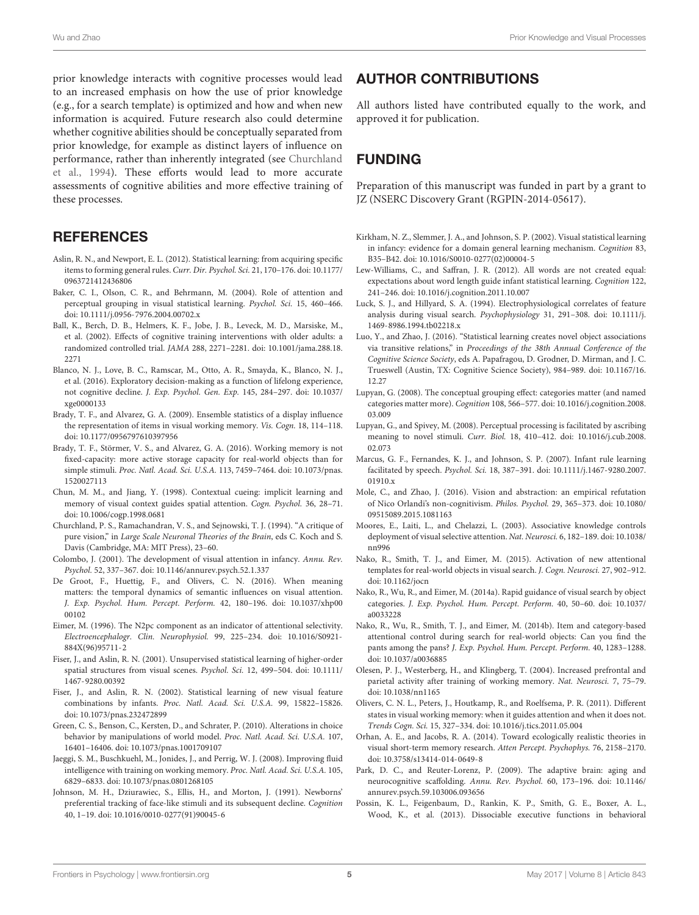prior knowledge interacts with cognitive processes would lead to an increased emphasis on how the use of prior knowledge (e.g., for a search template) is optimized and how and when new information is acquired. Future research also could determine whether cognitive abilities should be conceptually separated from prior knowledge, for example as distinct layers of influence on performance, rather than inherently integrated (see Churchland et al., 1994). These efforts would lead to more accurate assessments of cognitive abilities and more effective training of these processes.

## AUTHOR CONTRIBUTIONS

All authors listed have contributed equally to the work, and approved it for publication.

## FUNDING

Preparation of this manuscript was funded in part by a grant to JZ (NSERC Discovery Grant (RGPIN-2014-05617).

## REFERENCES

Aslin, R. N., and Newport, E. L. (2012). Statistical learning: from acquiring specific items to forming general rules. *Curr. Dir. Psychol. Sci.* 21, 170–176. doi: 10.1177/0963721412436806

Baker, C. I., Olson, C. R., and Behrmann, M. (2004). Role of attention and perceptual grouping in visual statistical learning. *Psychol. Sci.* 15, 460–466. doi: 10.1111/j.0956-7976.2004.00702.x

Ball, K., Berch, D. B., Helmers, K. F., Jobe, J. B., Leveck, M. D., Marsiske, M., et al. (2002). Effects of cognitive training interventions with older adults: a randomized controlled trial. *JAMA* 288, 2271–2281. doi: 10.1001/jama.288.18.2271

Blanco, N. J., Love, B. C., Ramscar, M., Otto, A. R., Smayda, K., Blanco, N. J., et al. (2016). Exploratory decision-making as a function of lifelong experience, not cognitive decline. *J. Exp. Psychol. Gen. Exp.* 145, 284–297. doi: 10.1037/xge0000133

Brady, T. F., and Alvarez, G. A. (2009). Ensemble statistics of a display influence the representation of items in visual working memory. *Vis. Cogn.* 18, 114–118. doi: 10.1177/0956797610397956

Brady, T. F., Störmer, V. S., and Alvarez, G. A. (2016). Working memory is not fixed-capacity: more active storage capacity for real-world objects than for simple stimuli. *Proc. Natl. Acad. Sci. U.S.A.* 113, 7459–7464. doi: 10.1073/pnas.1520027113

Chun, M. M., and Jiang, Y. (1998). Contextual cueing: implicit learning and memory of visual context guides spatial attention. *Cogn. Psychol.* 36, 28–71. doi: 10.1006/cogp.1998.0681

Churchland, P. S., Ramachandran, V. S., and Sejnowski, T. J. (1994). "A critique of pure vision," in *Large Scale Neuronal Theories of the Brain*, eds C. Koch and S. Davis (Cambridge, MA: MIT Press), 23–60.

Colombo, J. (2001). The development of visual attention in infancy. *Annu. Rev. Psychol.* 52, 337–367. doi: 10.1146/annurev.psych.52.1.337

De Groot, F., Huettig, F., and Olivers, C. N. (2016). When meaning matters: the temporal dynamics of semantic influences on visual attention. *J. Exp. Psychol. Hum. Percept. Perform.* 42, 180–196. doi: 10.1037/xhp0000102

Eimer, M. (1996). The N2pc component as an indicator of attentional selectivity. *Electroencephalogr. Clin. Neurophysiol.* 99, 225–234. doi: 10.1016/S0921-884X(96)95711-2

Fiser, J., and Aslin, R. N. (2001). Unsupervised statistical learning of higher-order spatial structures from visual scenes. *Psychol. Sci.* 12, 499–504. doi: 10.1111/1467-9280.00392

Fiser, J., and Aslin, R. N. (2002). Statistical learning of new visual feature combinations by infants. *Proc. Natl. Acad. Sci. U.S.A.* 99, 15822–15826. doi: 10.1073/pnas.232472899

Green, C. S., Benson, C., Kersten, D., and Schrater, P. (2010). Alterations in choice behavior by manipulations of world model. *Proc. Natl. Acad. Sci. U.S.A.* 107, 16401–16406. doi: 10.1073/pnas.1001709107

Jaeggi, S. M., Buschkuehl, M., Jonides, J., and Perrig, W. J. (2008). Improving fluid intelligence with training on working memory. *Proc. Natl. Acad. Sci. U.S.A.* 105, 6829–6833. doi: 10.1073/pnas.0801268105

Johnson, M. H., Dziurawiec, S., Ellis, H., and Morton, J. (1991). Newborns' preferential tracking of face-like stimuli and its subsequent decline. *Cognition* 40, 1–19. doi: 10.1016/0010-0277(91)90045-6

Kirkham, N. Z., Slemmer, J. A., and Johnson, S. P. (2002). Visual statistical learning in infancy: evidence for a domain general learning mechanism. *Cognition* 83, B35–B42. doi: 10.1016/S0010-0277(02)00004-5

Lew-Williams, C., and Saffran, J. R. (2012). All words are not created equal: expectations about word length guide infant statistical learning. *Cognition* 122, 241–246. doi: 10.1016/j.cognition.2011.10.007

Luck, S. J., and Hillyard, S. A. (1994). Electrophysiological correlates of feature analysis during visual search. *Psychophysiology* 31, 291–308. doi: 10.1111/j.1469-8986.1994.tb02218.x

Luo, Y., and Zhao, J. (2016). "Statistical learning creates novel object associations via transitive relations," in *Proceedings of the 38th Annual Conference of the Cognitive Science Society*, eds A. Papafragou, D. Grodner, D. Mirman, and J. C. Trueswell (Austin, TX: Cognitive Science Society), 984–989. doi: 10.1167/16.12.27

Lupyan, G. (2008). The conceptual grouping effect: categories matter (and named categories matter more). *Cognition* 108, 566–577. doi: 10.1016/j.cognition.2008.03.009

Lupyan, G., and Spivey, M. (2008). Perceptual processing is facilitated by ascribing meaning to novel stimuli. *Curr. Biol.* 18, 410–412. doi: 10.1016/j.cub.2008.02.073

Marcus, G. F., Fernandes, K. J., and Johnson, S. P. (2007). Infant rule learning facilitated by speech. *Psychol. Sci.* 18, 387–391. doi: 10.1111/j.1467-9280.2007.01910.x

Mole, C., and Zhao, J. (2016). Vision and abstraction: an empirical refutation of Nico Orlandi's non-cognitivism. *Philos. Psychol.* 29, 365–373. doi: 10.1080/09515089.2015.1081163

Moores, E., Laiti, L., and Chelazzi, L. (2003). Associative knowledge controls deployment of visual selective attention. *Nat. Neurosci.* 6, 182–189. doi: 10.1038/nn996

Nako, R., Smith, T. J., and Eimer, M. (2015). Activation of new attentional templates for real-world objects in visual search. *J. Cogn. Neurosci.* 27, 902–912. doi: 10.1162/jocn

Nako, R., Wu, R., and Eimer, M. (2014a). Rapid guidance of visual search by object categories. *J. Exp. Psychol. Hum. Percept. Perform.* 40, 50–60. doi: 10.1037/a0033228

Nako, R., Wu, R., Smith, T. J., and Eimer, M. (2014b). Item and category-based attentional control during search for real-world objects: Can you find the pants among the pans? *J. Exp. Psychol. Hum. Percept. Perform.* 40, 1283–1288. doi: 10.1037/a0036885

Olesen, P. J., Westerberg, H., and Klingberg, T. (2004). Increased prefrontal and parietal activity after training of working memory. *Nat. Neurosci.* 7, 75–79. doi: 10.1038/nn1165

Olivers, C. N. L., Peters, J., Houtkamp, R., and Roelfsema, P. R. (2011). Different states in visual working memory: when it guides attention and when it does not. *Trends Cogn. Sci.* 15, 327–334. doi: 10.1016/j.tics.2011.05.004

Orhan, A. E., and Jacobs, R. A. (2014). Toward ecologically realistic theories in visual short-term memory research. *Atten Percept. Psychophys.* 76, 2158–2170. doi: 10.3758/s13414-014-0649-8

Park, D. C., and Reuter-Lorenz, P. (2009). The adaptive brain: aging and neurocognitive scaffolding. *Annu. Rev. Psychol.* 60, 173–196. doi: 10.1146/annurev.psych.59.103006.093656

Possin, K. L., Feigenbaum, D., Rankin, K. P., Smith, G. E., Boxer, A. L., Wood, K., et al. (2013). Dissociable executive functions in behavioral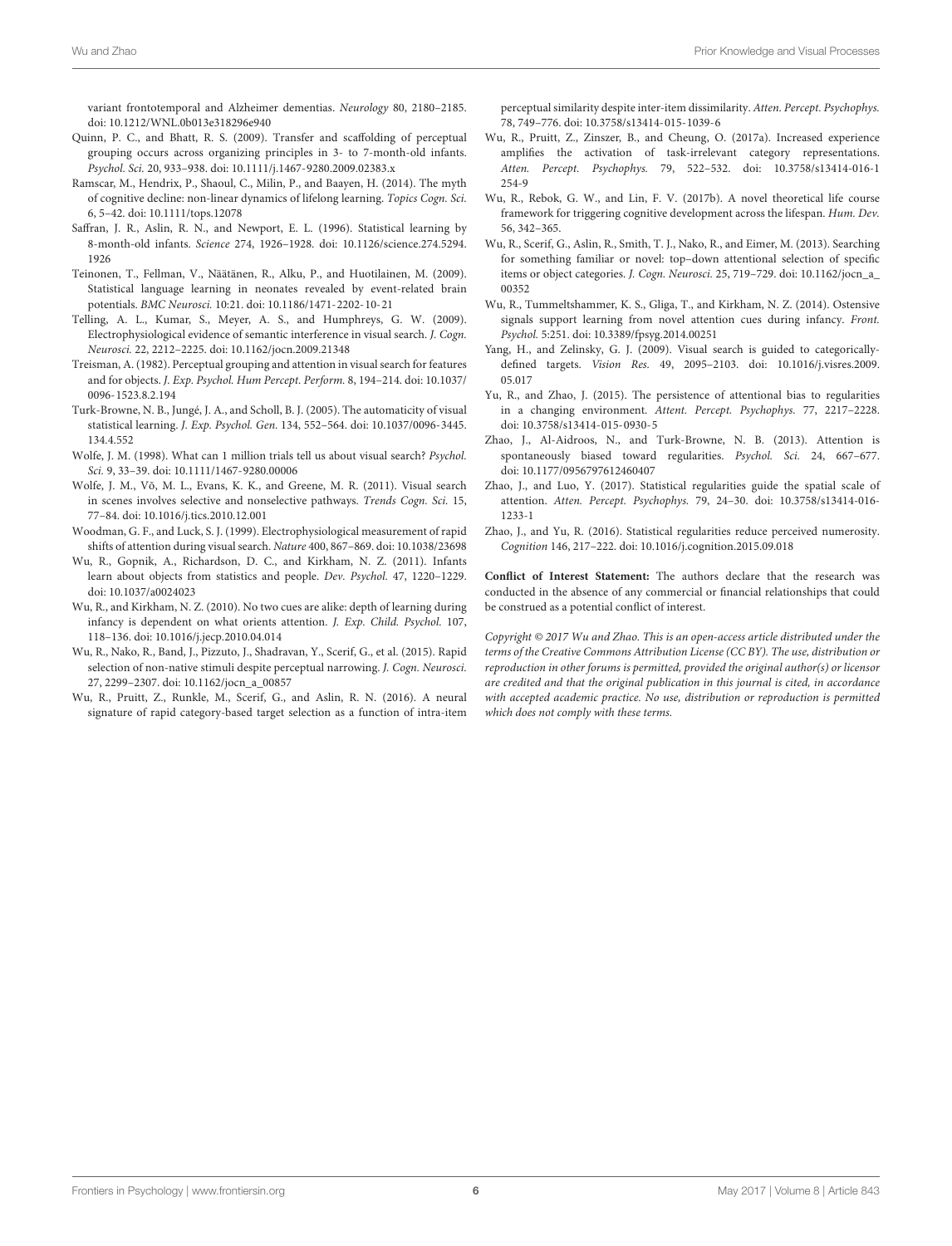variant frontotemporal and Alzheimer dementias. *Neurology* 80, 2180–2185. doi: 10.1212/WNL.0b013e318296e940

Quinn, P. C., and Bhatt, R. S. (2009). Transfer and scaffolding of perceptual grouping occurs across organizing principles in 3- to 7-month-old infants. *Psychol. Sci.* 20, 933–938. doi: 10.1111/j.1467-9280.2009.02383.x

Ramscar, M., Hendrix, P., Shaoul, C., Milin, P., and Baayen, H. (2014). The myth of cognitive decline: non-linear dynamics of lifelong learning. *Topics Cogn. Sci.* 6, 5–42. doi: 10.1111/tops.12078

Saffran, J. R., Aslin, R. N., and Newport, E. L. (1996). Statistical learning by 8-month-old infants. *Science* 274, 1926–1928. doi: 10.1126/science.274.5294.1926

Teinonen, T., Fellman, V., Näätänen, R., Alku, P., and Huotilainen, M. (2009). Statistical language learning in neonates revealed by event-related brain potentials. *BMC Neurosci.* 10:21. doi: 10.1186/1471-2202-10-21

Telling, A. L., Kumar, S., Meyer, A. S., and Humphreys, G. W. (2009). Electrophysiological evidence of semantic interference in visual search. *J. Cogn. Neurosci.* 22, 2212–2225. doi: 10.1162/jocn.2009.21348

Treisman, A. (1982). Perceptual grouping and attention in visual search for features and for objects. *J. Exp. Psychol. Hum Percept. Perform.* 8, 194–214. doi: 10.1037/0096-1523.8.2.194

Turk-Browne, N. B., Jungé, J. A., and Scholl, B. J. (2005). The automaticity of visual statistical learning. *J. Exp. Psychol. Gen.* 134, 552–564. doi: 10.1037/0096-3445.134.4.552

Wolfe, J. M. (1998). What can 1 million trials tell us about visual search? *Psychol. Sci.* 9, 33–39. doi: 10.1111/1467-9280.00006

Wolfe, J. M., Võ, M. L., Evans, K. K., and Greene, M. R. (2011). Visual search in scenes involves selective and nonselective pathways. *Trends Cogn. Sci.* 15, 77–84. doi: 10.1016/j.tics.2010.12.001

Woodman, G. F., and Luck, S. J. (1999). Electrophysiological measurement of rapid shifts of attention during visual search. *Nature* 400, 867–869. doi: 10.1038/23698

Wu, R., Gopnik, A., Richardson, D. C., and Kirkham, N. Z. (2011). Infants learn about objects from statistics and people. *Dev. Psychol.* 47, 1220–1229. doi: 10.1037/a0024023

Wu, R., and Kirkham, N. Z. (2010). No two cues are alike: depth of learning during infancy is dependent on what orients attention. *J. Exp. Child. Psychol.* 107, 118–136. doi: 10.1016/j.jecp.2010.04.014

Wu, R., Nako, R., Band, J., Pizzuto, J., Shadravan, Y., Scerif, G., et al. (2015). Rapid selection of non-native stimuli despite perceptual narrowing. *J. Cogn. Neurosci.* 27, 2299–2307. doi: 10.1162/jocn_a_00857

Wu, R., Pruitt, Z., Runkle, M., Scerif, G., and Aslin, R. N. (2016). A neural signature of rapid category-based target selection as a function of intra-item perceptual similarity despite inter-item dissimilarity. *Atten. Percept. Psychophys.* 78, 749–776. doi: 10.3758/s13414-015-1039-6

Wu, R., Pruitt, Z., Zinszer, B., and Cheung, O. (2017a). Increased experience amplifies the activation of task-irrelevant category representations. *Atten. Percept. Psychophys.* 79, 522–532. doi: 10.3758/s13414-016-1254-9

Wu, R., Rebok, G. W., and Lin, F. V. (2017b). A novel theoretical life course framework for triggering cognitive development across the lifespan. *Hum. Dev.* 56, 342–365.

Wu, R., Scerif, G., Aslin, R., Smith, T. J., Nako, R., and Eimer, M. (2013). Searching for something familiar or novel: top–down attentional selection of specific items or object categories. *J. Cogn. Neurosci.* 25, 719–729. doi: 10.1162/jocn_a_00352

Wu, R., Tummeltshammer, K. S., Gliga, T., and Kirkham, N. Z. (2014). Ostensive signals support learning from novel attention cues during infancy. *Front. Psychol.* 5:251. doi: 10.3389/fpsyg.2014.00251

Yang, H., and Zelinsky, G. J. (2009). Visual search is guided to categorically-defined targets. *Vision Res.* 49, 2095–2103. doi: 10.1016/j.visres.2009.05.017

Yu, R., and Zhao, J. (2015). The persistence of attentional bias to regularities in a changing environment. *Attent. Percept. Psychophys.* 77, 2217–2228. doi: 10.3758/s13414-015-0930-5

Zhao, J., Al-Aidroos, N., and Turk-Browne, N. B. (2013). Attention is spontaneously biased toward regularities. *Psychol. Sci.* 24, 667–677. doi: 10.1177/0956797612460407

Zhao, J., and Luo, Y. (2017). Statistical regularities guide the spatial scale of attention. *Atten. Percept. Psychophys.* 79, 24–30. doi: 10.3758/s13414-016-1233-1

Zhao, J., and Yu, R. (2016). Statistical regularities reduce perceived numerosity. *Cognition* 146, 217–222. doi: 10.1016/j.cognition.2015.09.018

**Conflict of Interest Statement:** The authors declare that the research was conducted in the absence of any commercial or financial relationships that could be construed as a potential conflict of interest.

*Copyright © 2017 Wu and Zhao. This is an open-access article distributed under the terms of the Creative Commons Attribution License (CC BY). The use, distribution or reproduction in other forums is permitted, provided the original author(s) or licensor are credited and that the original publication in this journal is cited, in accordance with accepted academic practice. No use, distribution or reproduction is permitted which does not comply with these terms.*